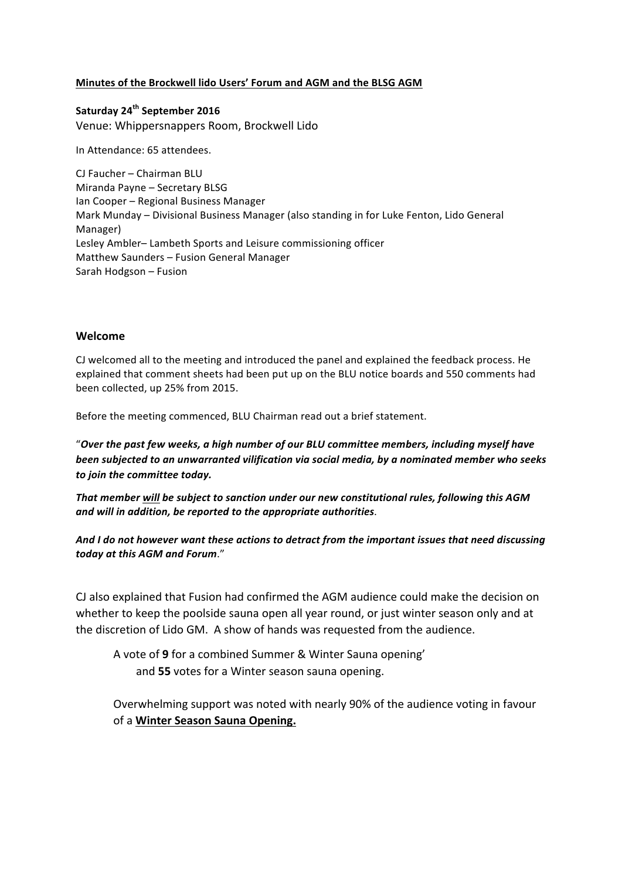**Minutes of the Brockwell lido Users' Forum and AGM and the BLSG AGM**

**Saturday 24th September 2016**

Venue: Whippersnappers Room, Brockwell Lido

In Attendance: 65 attendees.

CJ Faucher – Chairman BLU
Miranda Payne – Secretary BLSG
Ian Cooper – Regional Business Manager
Mark Munday – Divisional Business Manager (also standing in for Luke Fenton, Lido General Manager)
Lesley Ambler– Lambeth Sports and Leisure commissioning officer
Matthew Saunders – Fusion General Manager
Sarah Hodgson – Fusion

## Welcome

CJ welcomed all to the meeting and introduced the panel and explained the feedback process. He explained that comment sheets had been put up on the BLU notice boards and 550 comments had been collected, up 25% from 2015.

Before the meeting commenced, BLU Chairman read out a brief statement.

"***Over the past few weeks, a high number of our BLU committee members, including myself have been subjected to an unwarranted vilification via social media, by a nominated member who seeks to join the committee today.***

***That member will be subject to sanction under our new constitutional rules, following this AGM and will in addition, be reported to the appropriate authorities***.

***And I do not however want these actions to detract from the important issues that need discussing today at this AGM and Forum***."

CJ also explained that Fusion had confirmed the AGM audience could make the decision on whether to keep the poolside sauna open all year round, or just winter season only and at the discretion of Lido GM. A show of hands was requested from the audience.

> A vote of **9** for a combined Summer & Winter Sauna opening'
> and **55** votes for a Winter season sauna opening.
>
> Overwhelming support was noted with nearly 90% of the audience voting in favour of a **Winter Season Sauna Opening.**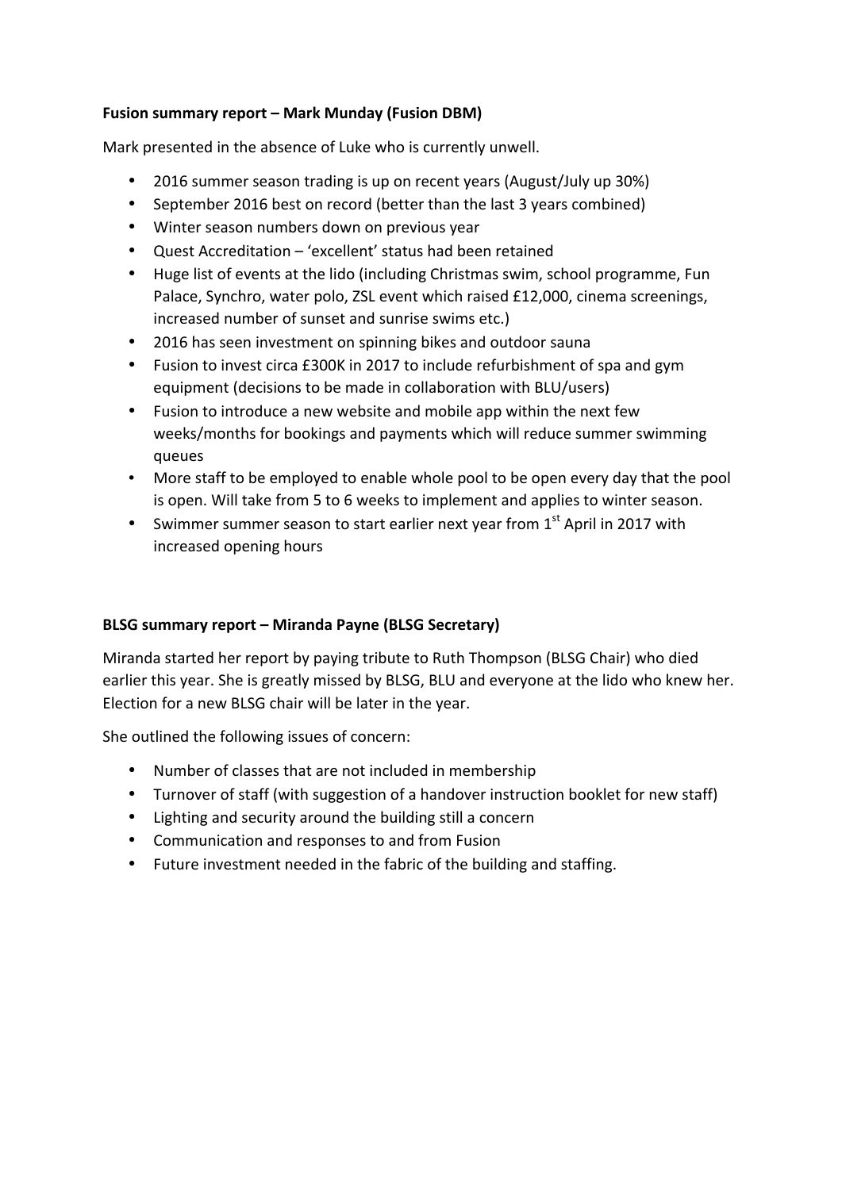**Fusion summary report – Mark Munday (Fusion DBM)**

Mark presented in the absence of Luke who is currently unwell.

- 2016 summer season trading is up on recent years (August/July up 30%)
- September 2016 best on record (better than the last 3 years combined)
- Winter season numbers down on previous year
- Quest Accreditation – 'excellent' status had been retained
- Huge list of events at the lido (including Christmas swim, school programme, Fun Palace, Synchro, water polo, ZSL event which raised £12,000, cinema screenings, increased number of sunset and sunrise swims etc.)
- 2016 has seen investment on spinning bikes and outdoor sauna
- Fusion to invest circa £300K in 2017 to include refurbishment of spa and gym equipment (decisions to be made in collaboration with BLU/users)
- Fusion to introduce a new website and mobile app within the next few weeks/months for bookings and payments which will reduce summer swimming queues
- More staff to be employed to enable whole pool to be open every day that the pool is open. Will take from 5 to 6 weeks to implement and applies to winter season.
- Swimmer summer season to start earlier next year from 1st April in 2017 with increased opening hours

**BLSG summary report – Miranda Payne (BLSG Secretary)**

Miranda started her report by paying tribute to Ruth Thompson (BLSG Chair) who died earlier this year. She is greatly missed by BLSG, BLU and everyone at the lido who knew her. Election for a new BLSG chair will be later in the year.

She outlined the following issues of concern:

- Number of classes that are not included in membership
- Turnover of staff (with suggestion of a handover instruction booklet for new staff)
- Lighting and security around the building still a concern
- Communication and responses to and from Fusion
- Future investment needed in the fabric of the building and staffing.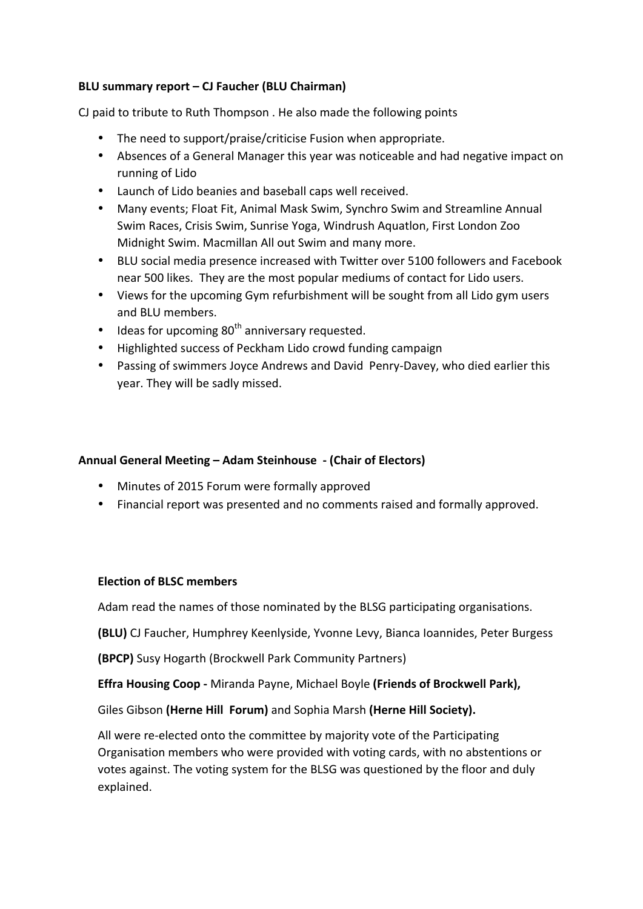**BLU summary report – CJ Faucher (BLU Chairman)**

CJ paid to tribute to Ruth Thompson . He also made the following points

- The need to support/praise/criticise Fusion when appropriate.
- Absences of a General Manager this year was noticeable and had negative impact on running of Lido
- Launch of Lido beanies and baseball caps well received.
- Many events; Float Fit, Animal Mask Swim, Synchro Swim and Streamline Annual Swim Races, Crisis Swim, Sunrise Yoga, Windrush Aquatlon, First London Zoo Midnight Swim. Macmillan All out Swim and many more.
- BLU social media presence increased with Twitter over 5100 followers and Facebook near 500 likes. They are the most popular mediums of contact for Lido users.
- Views for the upcoming Gym refurbishment will be sought from all Lido gym users and BLU members.
- Ideas for upcoming 80th anniversary requested.
- Highlighted success of Peckham Lido crowd funding campaign
- Passing of swimmers Joyce Andrews and David Penry-Davey, who died earlier this year. They will be sadly missed.

**Annual General Meeting – Adam Steinhouse - (Chair of Electors)**

- Minutes of 2015 Forum were formally approved
- Financial report was presented and no comments raised and formally approved.

**Election of BLSC members**

Adam read the names of those nominated by the BLSG participating organisations.

**(BLU)** CJ Faucher, Humphrey Keenlyside, Yvonne Levy, Bianca Ioannides, Peter Burgess

**(BPCP)** Susy Hogarth (Brockwell Park Community Partners)

**Effra Housing Coop -** Miranda Payne, Michael Boyle **(Friends of Brockwell Park),**

Giles Gibson **(Herne Hill Forum)** and Sophia Marsh **(Herne Hill Society).**

All were re-elected onto the committee by majority vote of the Participating Organisation members who were provided with voting cards, with no abstentions or votes against. The voting system for the BLSG was questioned by the floor and duly explained.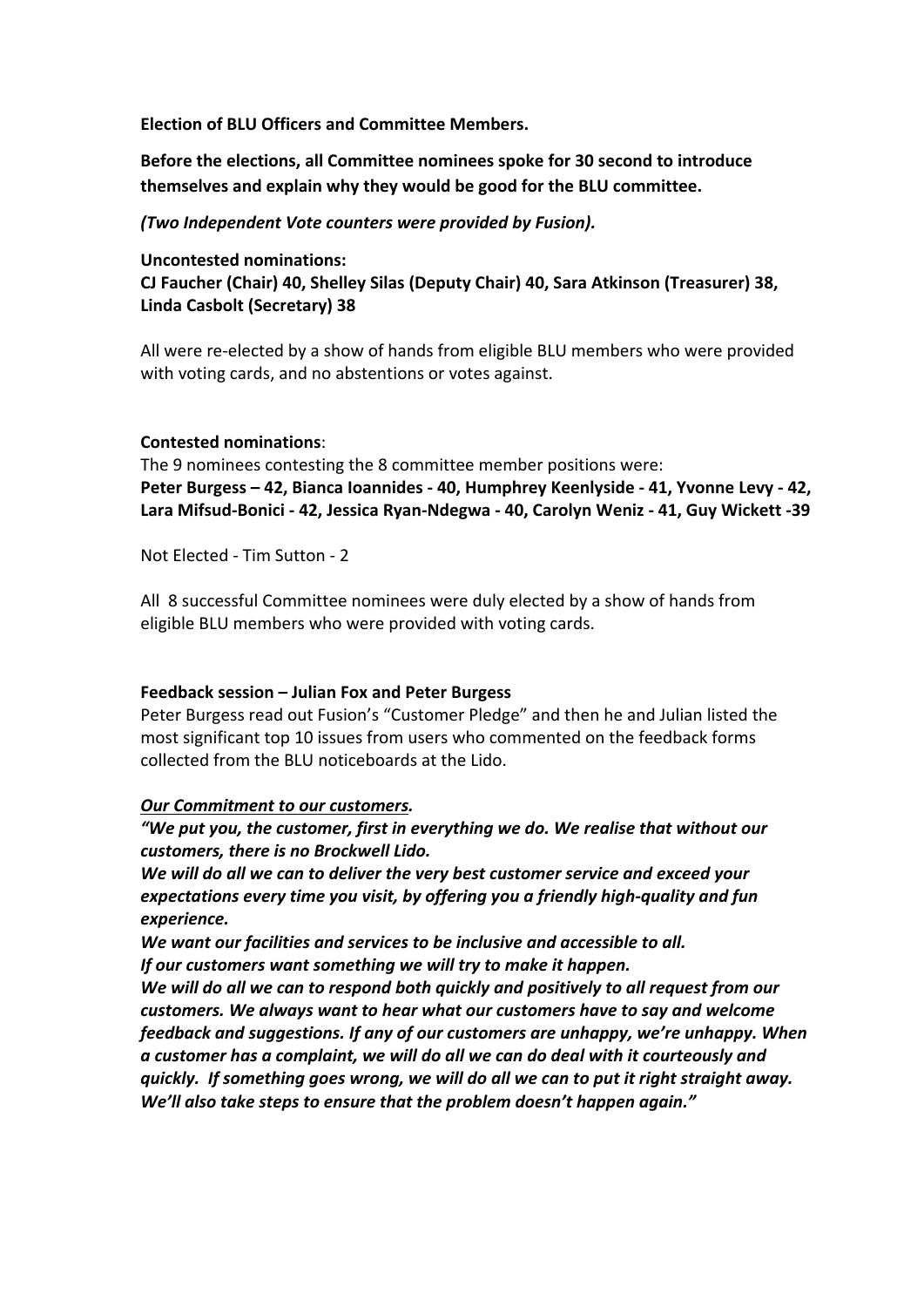**Election of BLU Officers and Committee Members.**

**Before the elections, all Committee nominees spoke for 30 second to introduce themselves and explain why they would be good for the BLU committee.**

***(Two Independent Vote counters were provided by Fusion).***

**Uncontested nominations:**
**CJ Faucher (Chair) 40, Shelley Silas (Deputy Chair) 40, Sara Atkinson (Treasurer) 38, Linda Casbolt (Secretary) 38**

All were re-elected by a show of hands from eligible BLU members who were provided with voting cards, and no abstentions or votes against.

**Contested nominations**:
The 9 nominees contesting the 8 committee member positions were:
**Peter Burgess – 42, Bianca Ioannides - 40, Humphrey Keenlyside - 41, Yvonne Levy - 42, Lara Mifsud-Bonici - 42, Jessica Ryan-Ndegwa - 40, Carolyn Weniz - 41, Guy Wickett -39**

Not Elected - Tim Sutton - 2

All 8 successful Committee nominees were duly elected by a show of hands from eligible BLU members who were provided with voting cards.

**Feedback session – Julian Fox and Peter Burgess**
Peter Burgess read out Fusion's "Customer Pledge" and then he and Julian listed the most significant top 10 issues from users who commented on the feedback forms collected from the BLU noticeboards at the Lido.

***<u>Our Commitment to our customers</u>.***
***"We put you, the customer, first in everything we do. We realise that without our customers, there is no Brockwell Lido.***
***We will do all we can to deliver the very best customer service and exceed your expectations every time you visit, by offering you a friendly high-quality and fun experience.***
***We want our facilities and services to be inclusive and accessible to all.***
***If our customers want something we will try to make it happen.***
***We will do all we can to respond both quickly and positively to all request from our customers. We always want to hear what our customers have to say and welcome feedback and suggestions. If any of our customers are unhappy, we're unhappy. When a customer has a complaint, we will do all we can do deal with it courteously and quickly. If something goes wrong, we will do all we can to put it right straight away. We'll also take steps to ensure that the problem doesn't happen again."***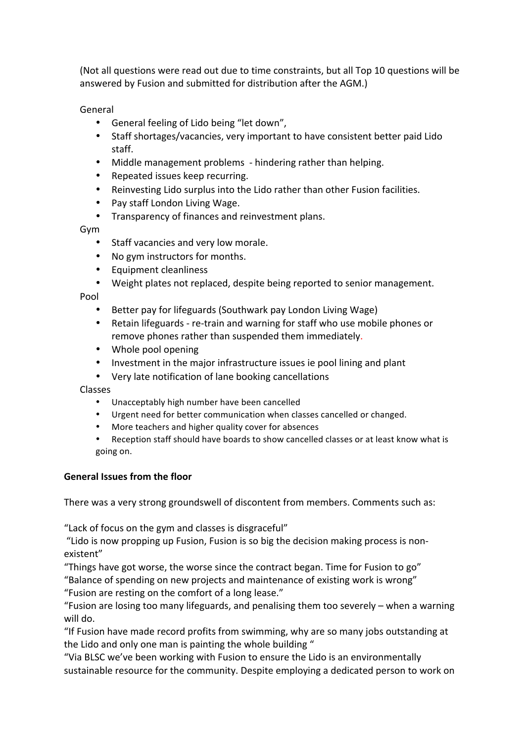(Not all questions were read out due to time constraints, but all Top 10 questions will be answered by Fusion and submitted for distribution after the AGM.)

General

- General feeling of Lido being "let down",
- Staff shortages/vacancies, very important to have consistent better paid Lido staff.
- Middle management problems - hindering rather than helping.
- Repeated issues keep recurring.
- Reinvesting Lido surplus into the Lido rather than other Fusion facilities.
- Pay staff London Living Wage.
- Transparency of finances and reinvestment plans.

Gym

- Staff vacancies and very low morale.
- No gym instructors for months.
- Equipment cleanliness
- Weight plates not replaced, despite being reported to senior management.

Pool

- Better pay for lifeguards (Southwark pay London Living Wage)
- Retain lifeguards - re-train and warning for staff who use mobile phones or remove phones rather than suspended them immediately.
- Whole pool opening
- Investment in the major infrastructure issues ie pool lining and plant
- Very late notification of lane booking cancellations

Classes

- Unacceptably high number have been cancelled
- Urgent need for better communication when classes cancelled or changed.
- More teachers and higher quality cover for absences
- Reception staff should have boards to show cancelled classes or at least know what is going on.

**General Issues from the floor**

There was a very strong groundswell of discontent from members. Comments such as:

"Lack of focus on the gym and classes is disgraceful"
"Lido is now propping up Fusion, Fusion is so big the decision making process is non-existent"
"Things have got worse, the worse since the contract began. Time for Fusion to go"
"Balance of spending on new projects and maintenance of existing work is wrong"
"Fusion are resting on the comfort of a long lease."
"Fusion are losing too many lifeguards, and penalising them too severely – when a warning will do.
"If Fusion have made record profits from swimming, why are so many jobs outstanding at the Lido and only one man is painting the whole building "
"Via BLSC we've been working with Fusion to ensure the Lido is an environmentally sustainable resource for the community. Despite employing a dedicated person to work on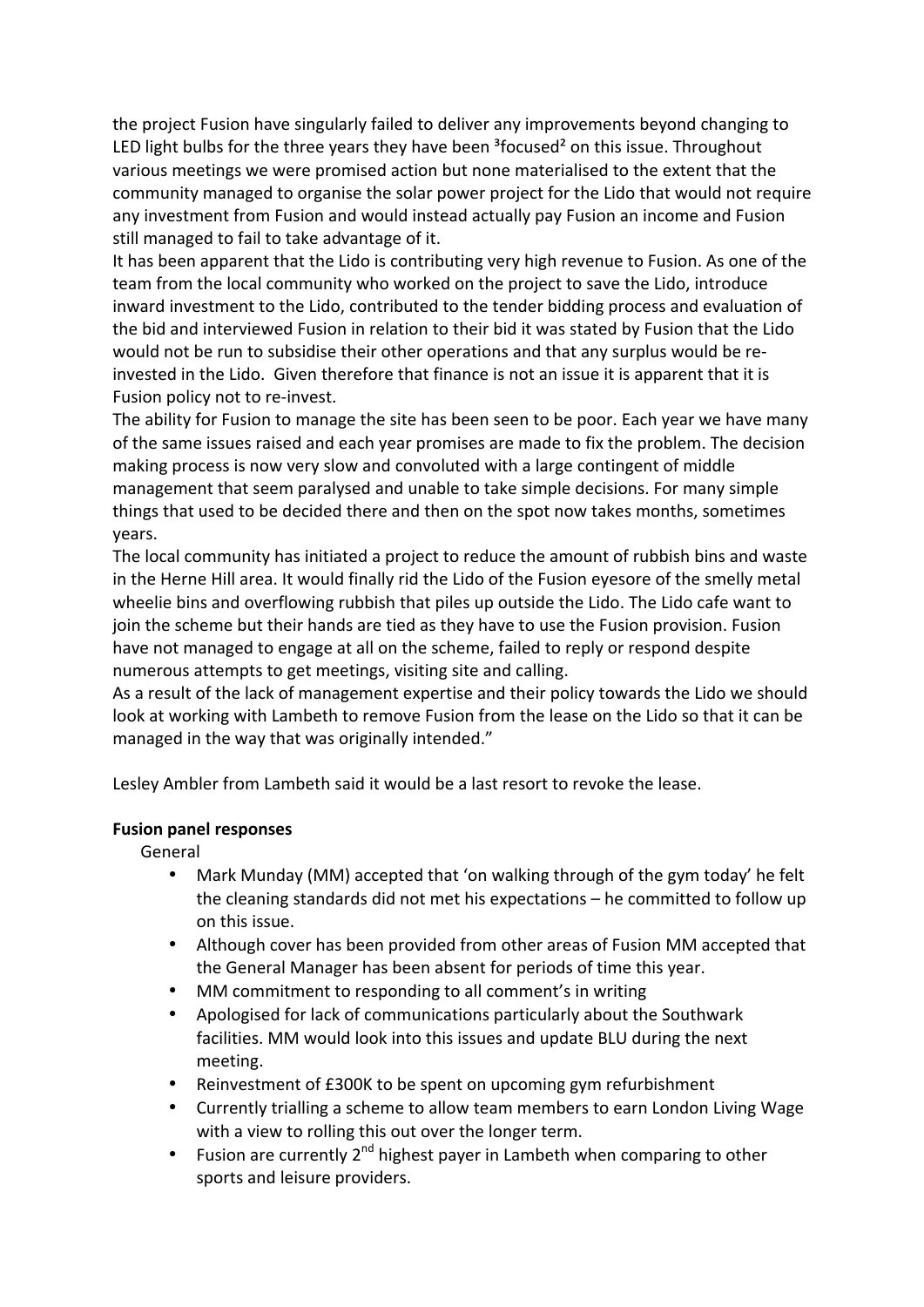the project Fusion have singularly failed to deliver any improvements beyond changing to LED light bulbs for the three years they have been ³focused² on this issue. Throughout various meetings we were promised action but none materialised to the extent that the community managed to organise the solar power project for the Lido that would not require any investment from Fusion and would instead actually pay Fusion an income and Fusion still managed to fail to take advantage of it.

It has been apparent that the Lido is contributing very high revenue to Fusion. As one of the team from the local community who worked on the project to save the Lido, introduce inward investment to the Lido, contributed to the tender bidding process and evaluation of the bid and interviewed Fusion in relation to their bid it was stated by Fusion that the Lido would not be run to subsidise their other operations and that any surplus would be re-invested in the Lido. Given therefore that finance is not an issue it is apparent that it is Fusion policy not to re-invest.

The ability for Fusion to manage the site has been seen to be poor. Each year we have many of the same issues raised and each year promises are made to fix the problem. The decision making process is now very slow and convoluted with a large contingent of middle management that seem paralysed and unable to take simple decisions. For many simple things that used to be decided there and then on the spot now takes months, sometimes years.

The local community has initiated a project to reduce the amount of rubbish bins and waste in the Herne Hill area. It would finally rid the Lido of the Fusion eyesore of the smelly metal wheelie bins and overflowing rubbish that piles up outside the Lido. The Lido cafe want to join the scheme but their hands are tied as they have to use the Fusion provision. Fusion have not managed to engage at all on the scheme, failed to reply or respond despite numerous attempts to get meetings, visiting site and calling.

As a result of the lack of management expertise and their policy towards the Lido we should look at working with Lambeth to remove Fusion from the lease on the Lido so that it can be managed in the way that was originally intended."

Lesley Ambler from Lambeth said it would be a last resort to revoke the lease.

**Fusion panel responses**

General

- Mark Munday (MM) accepted that 'on walking through of the gym today' he felt the cleaning standards did not met his expectations – he committed to follow up on this issue.
- Although cover has been provided from other areas of Fusion MM accepted that the General Manager has been absent for periods of time this year.
- MM commitment to responding to all comment's in writing
- Apologised for lack of communications particularly about the Southwark facilities. MM would look into this issues and update BLU during the next meeting.
- Reinvestment of £300K to be spent on upcoming gym refurbishment
- Currently trialling a scheme to allow team members to earn London Living Wage with a view to rolling this out over the longer term.
- Fusion are currently 2nd highest payer in Lambeth when comparing to other sports and leisure providers.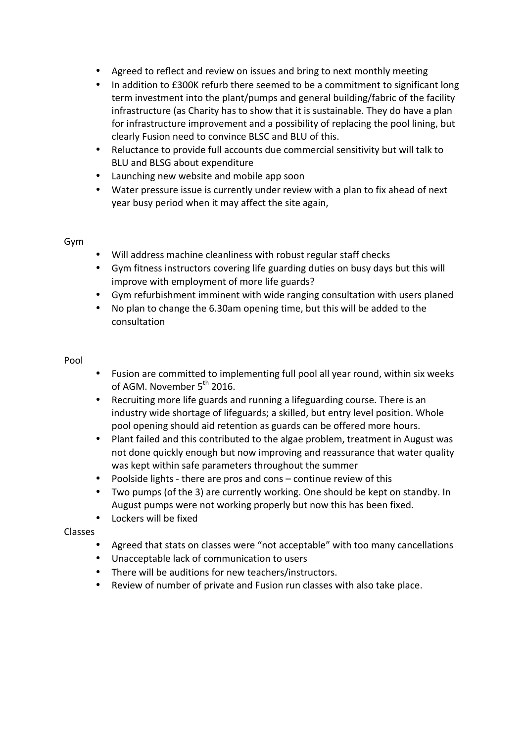- Agreed to reflect and review on issues and bring to next monthly meeting
- In addition to £300K refurb there seemed to be a commitment to significant long term investment into the plant/pumps and general building/fabric of the facility infrastructure (as Charity has to show that it is sustainable. They do have a plan for infrastructure improvement and a possibility of replacing the pool lining, but clearly Fusion need to convince BLSC and BLU of this.
- Reluctance to provide full accounts due commercial sensitivity but will talk to BLU and BLSG about expenditure
- Launching new website and mobile app soon
- Water pressure issue is currently under review with a plan to fix ahead of next year busy period when it may affect the site again,

Gym

- Will address machine cleanliness with robust regular staff checks
- Gym fitness instructors covering life guarding duties on busy days but this will improve with employment of more life guards?
- Gym refurbishment imminent with wide ranging consultation with users planed
- No plan to change the 6.30am opening time, but this will be added to the consultation

Pool

- Fusion are committed to implementing full pool all year round, within six weeks of AGM. November 5th 2016.
- Recruiting more life guards and running a lifeguarding course. There is an industry wide shortage of lifeguards; a skilled, but entry level position. Whole pool opening should aid retention as guards can be offered more hours.
- Plant failed and this contributed to the algae problem, treatment in August was not done quickly enough but now improving and reassurance that water quality was kept within safe parameters throughout the summer
- Poolside lights - there are pros and cons – continue review of this
- Two pumps (of the 3) are currently working. One should be kept on standby. In August pumps were not working properly but now this has been fixed.
- Lockers will be fixed

Classes

- Agreed that stats on classes were "not acceptable" with too many cancellations
- Unacceptable lack of communication to users
- There will be auditions for new teachers/instructors.
- Review of number of private and Fusion run classes with also take place.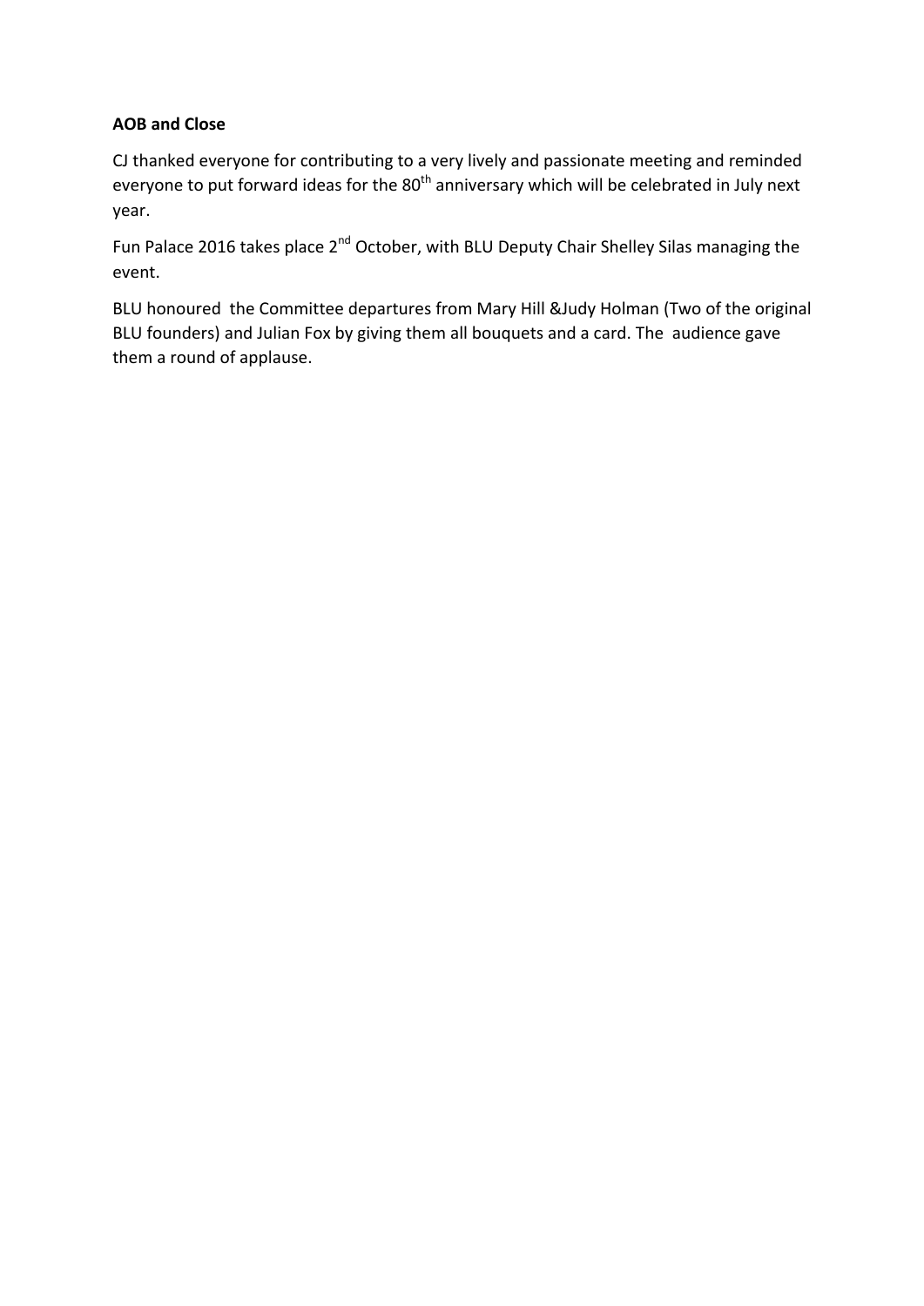**AOB and Close**

CJ thanked everyone for contributing to a very lively and passionate meeting and reminded everyone to put forward ideas for the 80th anniversary which will be celebrated in July next year.

Fun Palace 2016 takes place 2nd October, with BLU Deputy Chair Shelley Silas managing the event.

BLU honoured the Committee departures from Mary Hill &Judy Holman (Two of the original BLU founders) and Julian Fox by giving them all bouquets and a card. The audience gave them a round of applause.